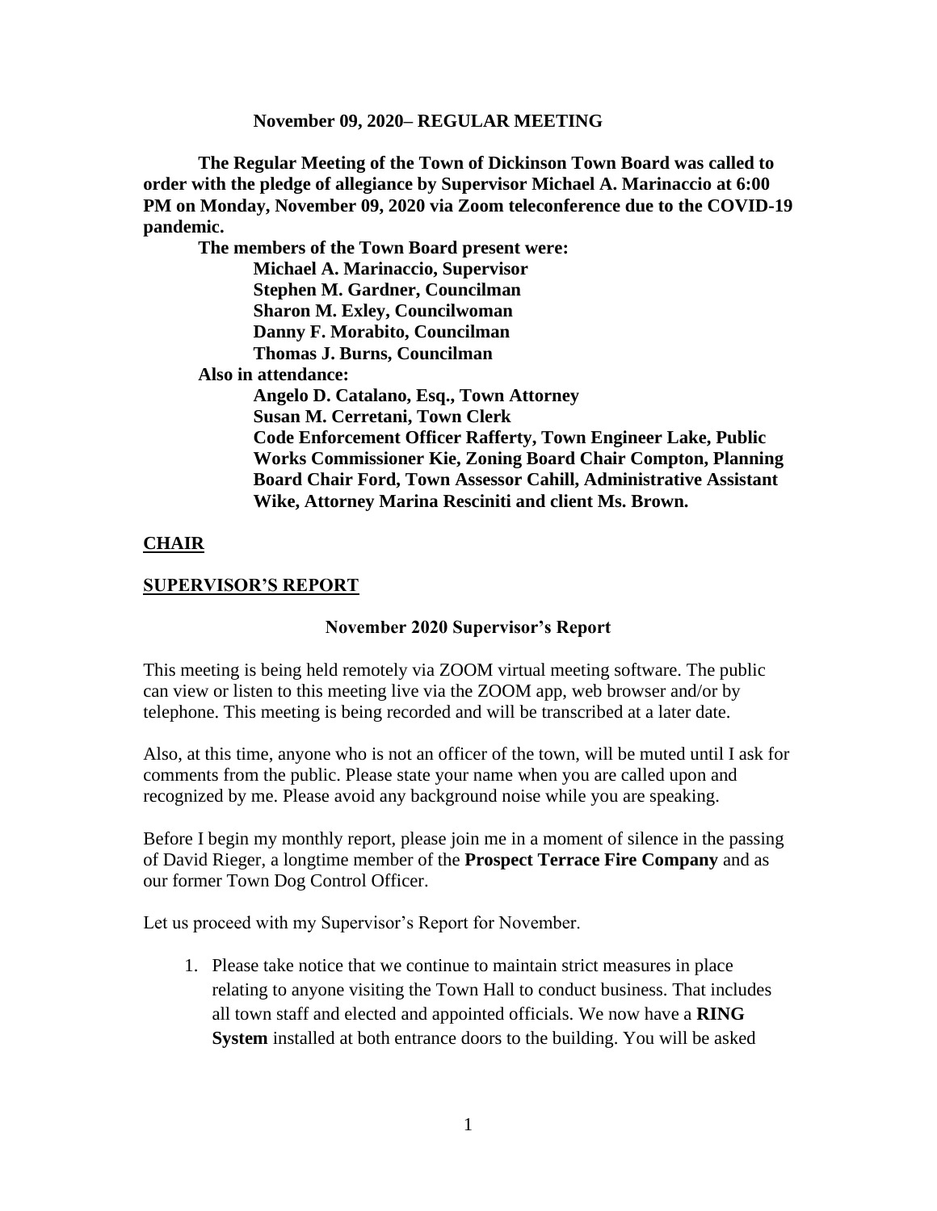**November 09, 2020– REGULAR MEETING**

**The Regular Meeting of the Town of Dickinson Town Board was called to order with the pledge of allegiance by Supervisor Michael A. Marinaccio at 6:00 PM on Monday, November 09, 2020 via Zoom teleconference due to the COVID-19 pandemic.**

**The members of the Town Board present were:**

**Michael A. Marinaccio, Supervisor**
**Stephen M. Gardner, Councilman**
**Sharon M. Exley, Councilwoman**
**Danny F. Morabito, Councilman**
**Thomas J. Burns, Councilman**

**Also in attendance:**

**Angelo D. Catalano, Esq., Town Attorney**
**Susan M. Cerretani, Town Clerk**
**Code Enforcement Officer Rafferty, Town Engineer Lake, Public Works Commissioner Kie, Zoning Board Chair Compton, Planning Board Chair Ford, Town Assessor Cahill, Administrative Assistant Wike, Attorney Marina Resciniti and client Ms. Brown.**

## CHAIR

## SUPERVISOR'S REPORT

### November 2020 Supervisor's Report

This meeting is being held remotely via ZOOM virtual meeting software. The public can view or listen to this meeting live via the ZOOM app, web browser and/or by telephone. This meeting is being recorded and will be transcribed at a later date.

Also, at this time, anyone who is not an officer of the town, will be muted until I ask for comments from the public. Please state your name when you are called upon and recognized by me. Please avoid any background noise while you are speaking.

Before I begin my monthly report, please join me in a moment of silence in the passing of David Rieger, a longtime member of the **Prospect Terrace Fire Company** and as our former Town Dog Control Officer.

Let us proceed with my Supervisor's Report for November.

1. Please take notice that we continue to maintain strict measures in place relating to anyone visiting the Town Hall to conduct business. That includes all town staff and elected and appointed officials. We now have a **RING System** installed at both entrance doors to the building. You will be asked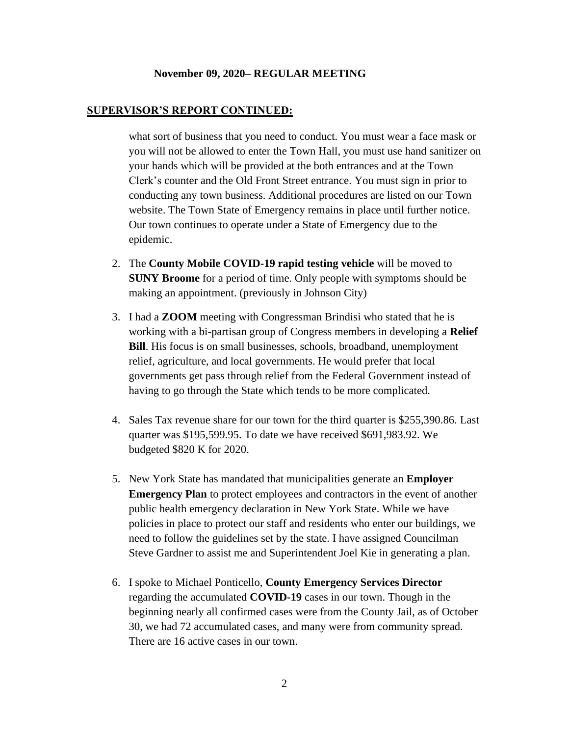**November 09, 2020– REGULAR MEETING**

## SUPERVISOR'S REPORT CONTINUED:

what sort of business that you need to conduct. You must wear a face mask or you will not be allowed to enter the Town Hall, you must use hand sanitizer on your hands which will be provided at the both entrances and at the Town Clerk's counter and the Old Front Street entrance. You must sign in prior to conducting any town business. Additional procedures are listed on our Town website. The Town State of Emergency remains in place until further notice. Our town continues to operate under a State of Emergency due to the epidemic.

2. The **County Mobile COVID-19 rapid testing vehicle** will be moved to **SUNY Broome** for a period of time. Only people with symptoms should be making an appointment. (previously in Johnson City)

3. I had a **ZOOM** meeting with Congressman Brindisi who stated that he is working with a bi-partisan group of Congress members in developing a **Relief Bill**. His focus is on small businesses, schools, broadband, unemployment relief, agriculture, and local governments. He would prefer that local governments get pass through relief from the Federal Government instead of having to go through the State which tends to be more complicated.

4. Sales Tax revenue share for our town for the third quarter is $255,390.86. Last quarter was $195,599.95. To date we have received $691,983.92. We budgeted $820 K for 2020.

5. New York State has mandated that municipalities generate an **Employer Emergency Plan** to protect employees and contractors in the event of another public health emergency declaration in New York State. While we have policies in place to protect our staff and residents who enter our buildings, we need to follow the guidelines set by the state. I have assigned Councilman Steve Gardner to assist me and Superintendent Joel Kie in generating a plan.

6. I spoke to Michael Ponticello, **County Emergency Services Director** regarding the accumulated **COVID-19** cases in our town. Though in the beginning nearly all confirmed cases were from the County Jail, as of October 30, we had 72 accumulated cases, and many were from community spread. There are 16 active cases in our town.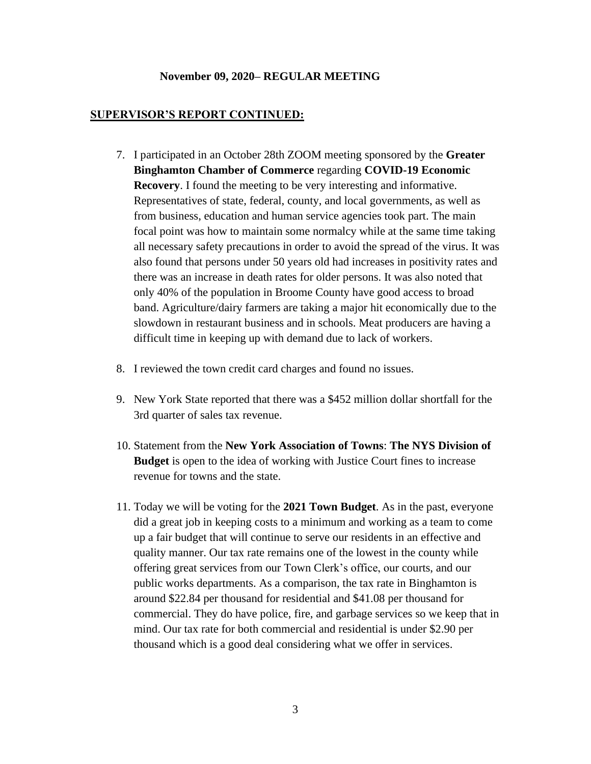**November 09, 2020– REGULAR MEETING**

**SUPERVISOR'S REPORT CONTINUED:**

7. I participated in an October 28th ZOOM meeting sponsored by the **Greater Binghamton Chamber of Commerce** regarding **COVID-19 Economic Recovery**. I found the meeting to be very interesting and informative. Representatives of state, federal, county, and local governments, as well as from business, education and human service agencies took part. The main focal point was how to maintain some normalcy while at the same time taking all necessary safety precautions in order to avoid the spread of the virus. It was also found that persons under 50 years old had increases in positivity rates and there was an increase in death rates for older persons. It was also noted that only 40% of the population in Broome County have good access to broad band. Agriculture/dairy farmers are taking a major hit economically due to the slowdown in restaurant business and in schools. Meat producers are having a difficult time in keeping up with demand due to lack of workers.

8. I reviewed the town credit card charges and found no issues.

9. New York State reported that there was a $452 million dollar shortfall for the 3rd quarter of sales tax revenue.

10. Statement from the **New York Association of Towns**: **The NYS Division of Budget** is open to the idea of working with Justice Court fines to increase revenue for towns and the state.

11. Today we will be voting for the **2021 Town Budget**. As in the past, everyone did a great job in keeping costs to a minimum and working as a team to come up a fair budget that will continue to serve our residents in an effective and quality manner. Our tax rate remains one of the lowest in the county while offering great services from our Town Clerk's office, our courts, and our public works departments. As a comparison, the tax rate in Binghamton is around $22.84 per thousand for residential and $41.08 per thousand for commercial. They do have police, fire, and garbage services so we keep that in mind. Our tax rate for both commercial and residential is under $2.90 per thousand which is a good deal considering what we offer in services.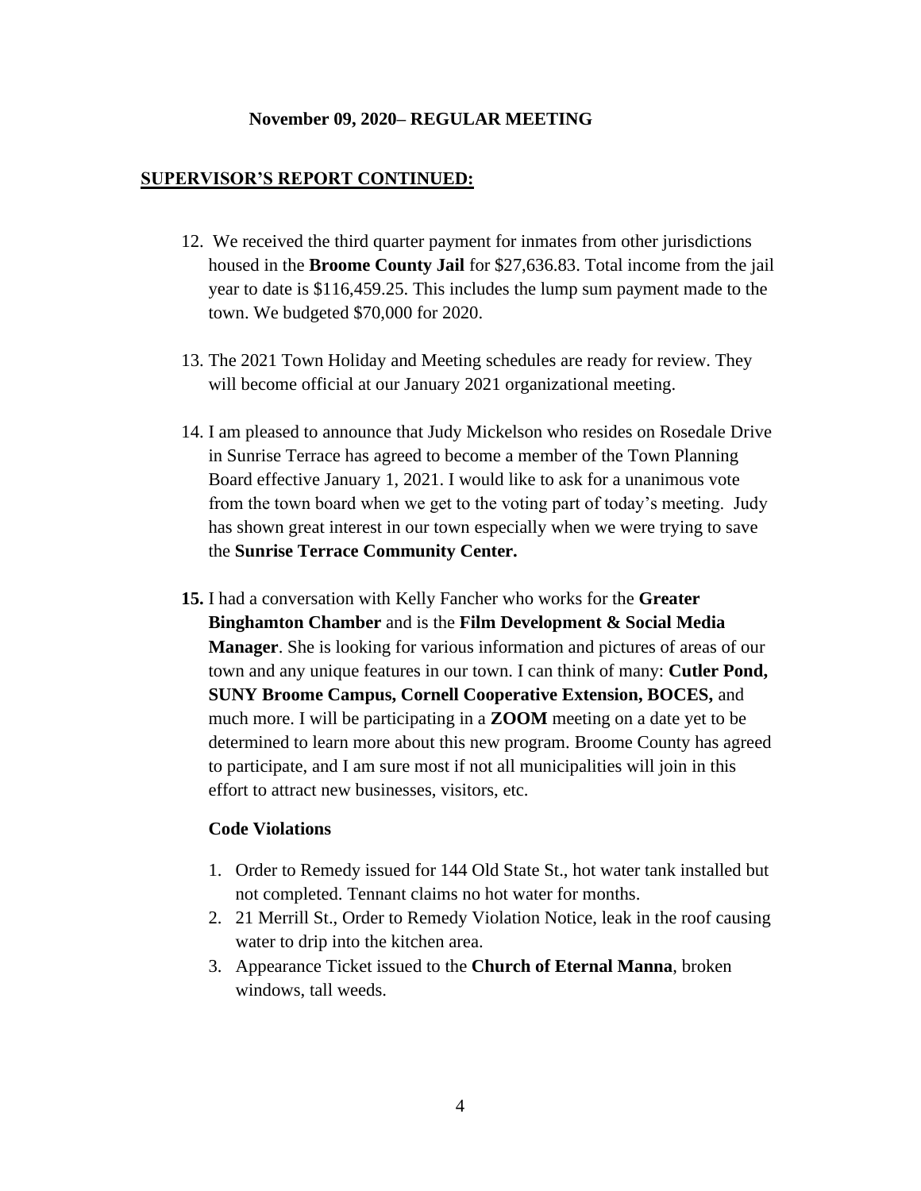**November 09, 2020– REGULAR MEETING**

## SUPERVISOR'S REPORT CONTINUED:

12. We received the third quarter payment for inmates from other jurisdictions housed in the **Broome County Jail** for $27,636.83. Total income from the jail year to date is $116,459.25. This includes the lump sum payment made to the town. We budgeted $70,000 for 2020.

13. The 2021 Town Holiday and Meeting schedules are ready for review. They will become official at our January 2021 organizational meeting.

14. I am pleased to announce that Judy Mickelson who resides on Rosedale Drive in Sunrise Terrace has agreed to become a member of the Town Planning Board effective January 1, 2021. I would like to ask for a unanimous vote from the town board when we get to the voting part of today's meeting. Judy has shown great interest in our town especially when we were trying to save the **Sunrise Terrace Community Center.**

**15.** I had a conversation with Kelly Fancher who works for the **Greater Binghamton Chamber** and is the **Film Development & Social Media Manager**. She is looking for various information and pictures of areas of our town and any unique features in our town. I can think of many: **Cutler Pond, SUNY Broome Campus, Cornell Cooperative Extension, BOCES,** and much more. I will be participating in a **ZOOM** meeting on a date yet to be determined to learn more about this new program. Broome County has agreed to participate, and I am sure most if not all municipalities will join in this effort to attract new businesses, visitors, etc.

**Code Violations**

1. Order to Remedy issued for 144 Old State St., hot water tank installed but not completed. Tennant claims no hot water for months.
2. 21 Merrill St., Order to Remedy Violation Notice, leak in the roof causing water to drip into the kitchen area.
3. Appearance Ticket issued to the **Church of Eternal Manna**, broken windows, tall weeds.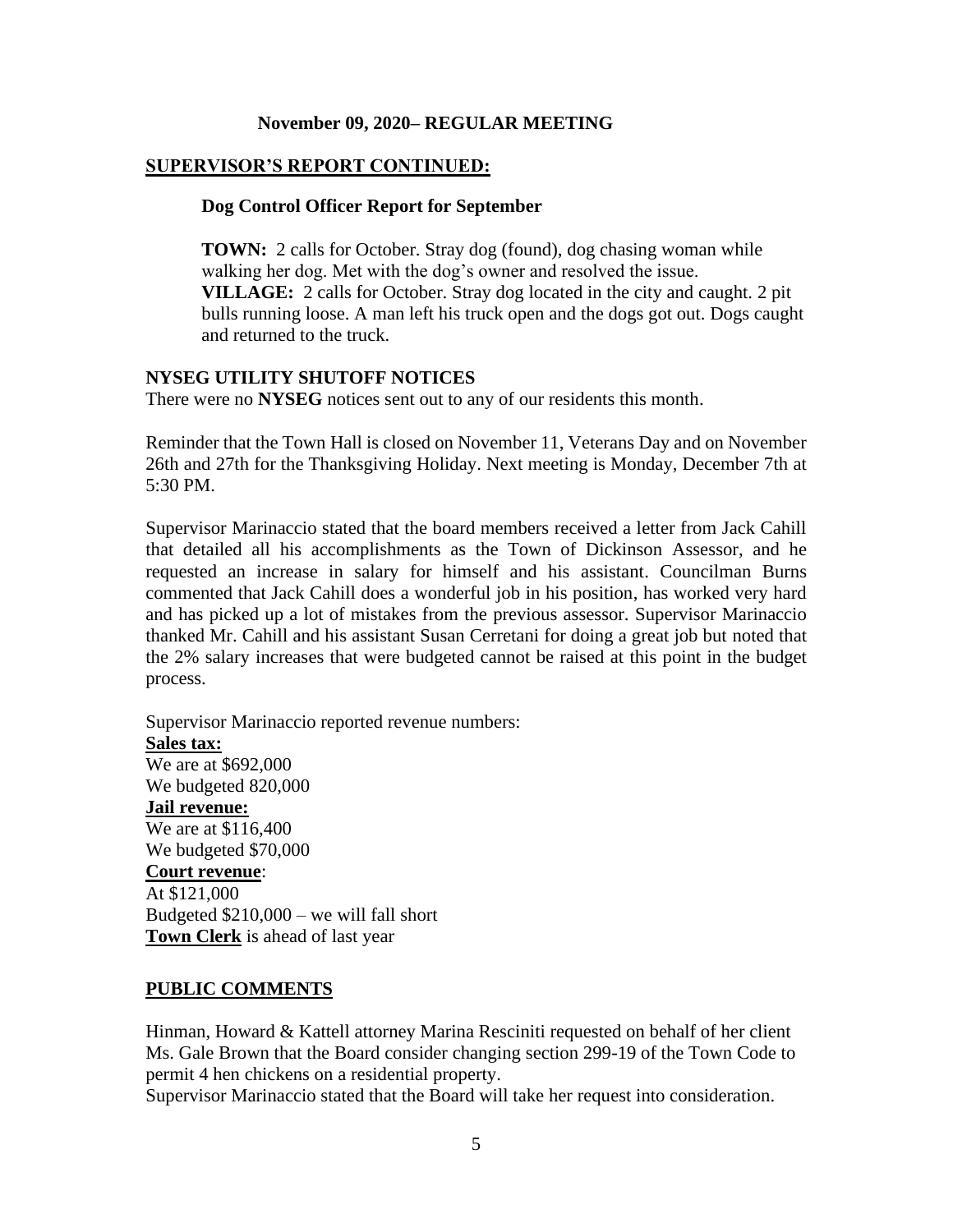**November 09, 2020– REGULAR MEETING**

## SUPERVISOR'S REPORT CONTINUED:

### Dog Control Officer Report for September

**TOWN:** 2 calls for October. Stray dog (found), dog chasing woman while walking her dog. Met with the dog's owner and resolved the issue.
**VILLAGE:** 2 calls for October. Stray dog located in the city and caught. 2 pit bulls running loose. A man left his truck open and the dogs got out. Dogs caught and returned to the truck.

### NYSEG UTILITY SHUTOFF NOTICES

There were no **NYSEG** notices sent out to any of our residents this month.

Reminder that the Town Hall is closed on November 11, Veterans Day and on November 26th and 27th for the Thanksgiving Holiday. Next meeting is Monday, December 7th at 5:30 PM.

Supervisor Marinaccio stated that the board members received a letter from Jack Cahill that detailed all his accomplishments as the Town of Dickinson Assessor, and he requested an increase in salary for himself and his assistant. Councilman Burns commented that Jack Cahill does a wonderful job in his position, has worked very hard and has picked up a lot of mistakes from the previous assessor. Supervisor Marinaccio thanked Mr. Cahill and his assistant Susan Cerretani for doing a great job but noted that the 2% salary increases that were budgeted cannot be raised at this point in the budget process.

Supervisor Marinaccio reported revenue numbers:
**Sales tax:**
We are at $692,000
We budgeted 820,000
**Jail revenue:**
We are at $116,400
We budgeted $70,000
**Court revenue**:
At $121,000
Budgeted $210,000 – we will fall short
**Town Clerk** is ahead of last year

## PUBLIC COMMENTS

Hinman, Howard & Kattell attorney Marina Resciniti requested on behalf of her client Ms. Gale Brown that the Board consider changing section 299-19 of the Town Code to permit 4 hen chickens on a residential property.
Supervisor Marinaccio stated that the Board will take her request into consideration.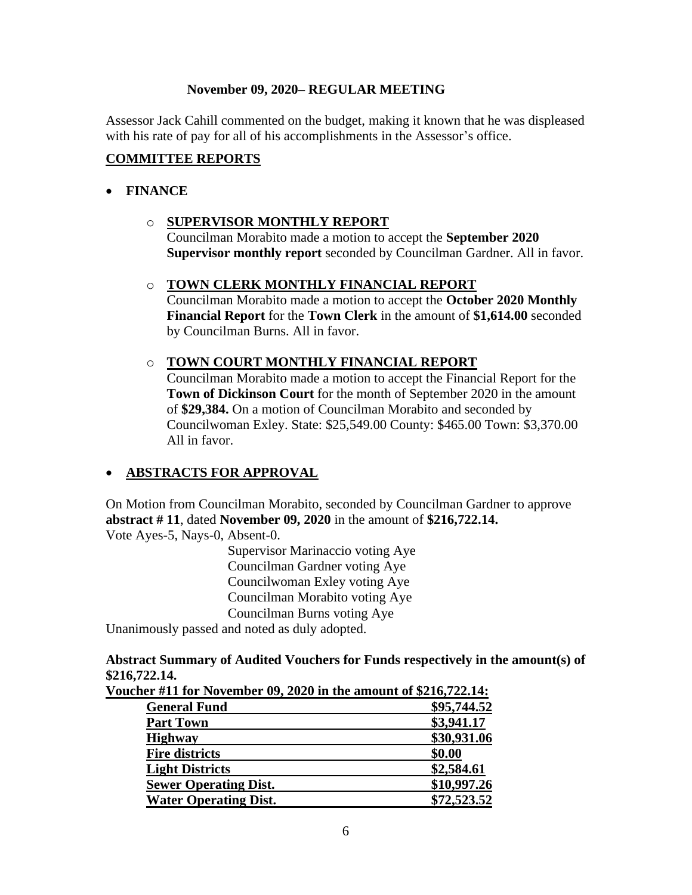**November 09, 2020– REGULAR MEETING**

Assessor Jack Cahill commented on the budget, making it known that he was displeased with his rate of pay for all of his accomplishments in the Assessor's office.

## COMMITTEE REPORTS

- **FINANCE**

  - **SUPERVISOR MONTHLY REPORT**
    Councilman Morabito made a motion to accept the **September 2020 Supervisor monthly report** seconded by Councilman Gardner. All in favor.

  - **TOWN CLERK MONTHLY FINANCIAL REPORT**
    Councilman Morabito made a motion to accept the **October 2020 Monthly Financial Report** for the **Town Clerk** in the amount of **$1,614.00** seconded by Councilman Burns. All in favor.

  - **TOWN COURT MONTHLY FINANCIAL REPORT**
    Councilman Morabito made a motion to accept the Financial Report for the **Town of Dickinson Court** for the month of September 2020 in the amount of **$29,384.** On a motion of Councilman Morabito and seconded by Councilwoman Exley. State: $25,549.00 County: $465.00 Town: $3,370.00 All in favor.

- **ABSTRACTS FOR APPROVAL**

On Motion from Councilman Morabito, seconded by Councilman Gardner to approve **abstract # 11**, dated **November 09, 2020** in the amount of **$216,722.14.**
Vote Ayes-5, Nays-0, Absent-0.

Supervisor Marinaccio voting Aye
Councilman Gardner voting Aye
Councilwoman Exley voting Aye
Councilman Morabito voting Aye
Councilman Burns voting Aye

Unanimously passed and noted as duly adopted.

**Abstract Summary of Audited Vouchers for Funds respectively in the amount(s) of $216,722.14.**

**Voucher #11 for November 09, 2020 in the amount of $216,722.14:**

| Fund | Amount |
|---|---|
| **General Fund** | **$95,744.52** |
| **Part Town** | **$3,941.17** |
| **Highway** | **$30,931.06** |
| **Fire districts** | **$0.00** |
| **Light Districts** | **$2,584.61** |
| **Sewer Operating Dist.** | **$10,997.26** |
| **Water Operating Dist.** | **$72,523.52** |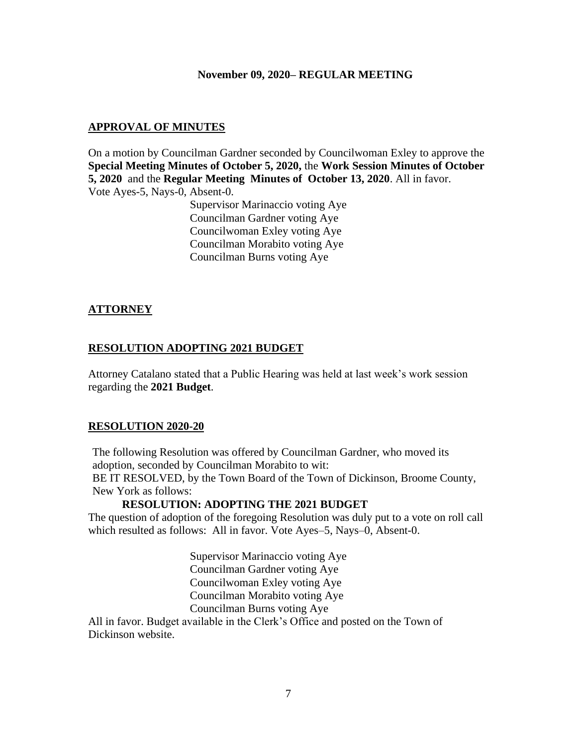**November 09, 2020– REGULAR MEETING**

## APPROVAL OF MINUTES

On a motion by Councilman Gardner seconded by Councilwoman Exley to approve the **Special Meeting Minutes of October 5, 2020,** the **Work Session Minutes of October 5, 2020** and the **Regular Meeting Minutes of October 13, 2020**. All in favor. Vote Ayes-5, Nays-0, Absent-0.

Supervisor Marinaccio voting Aye
Councilman Gardner voting Aye
Councilwoman Exley voting Aye
Councilman Morabito voting Aye
Councilman Burns voting Aye

## ATTORNEY

## RESOLUTION ADOPTING 2021 BUDGET

Attorney Catalano stated that a Public Hearing was held at last week's work session regarding the **2021 Budget**.

## RESOLUTION 2020-20

The following Resolution was offered by Councilman Gardner, who moved its adoption, seconded by Councilman Morabito to wit:
BE IT RESOLVED, by the Town Board of the Town of Dickinson, Broome County, New York as follows:

**RESOLUTION: ADOPTING THE 2021 BUDGET**

The question of adoption of the foregoing Resolution was duly put to a vote on roll call which resulted as follows: All in favor. Vote Ayes–5, Nays–0, Absent-0.

Supervisor Marinaccio voting Aye
Councilman Gardner voting Aye
Councilwoman Exley voting Aye
Councilman Morabito voting Aye
Councilman Burns voting Aye

All in favor. Budget available in the Clerk's Office and posted on the Town of Dickinson website.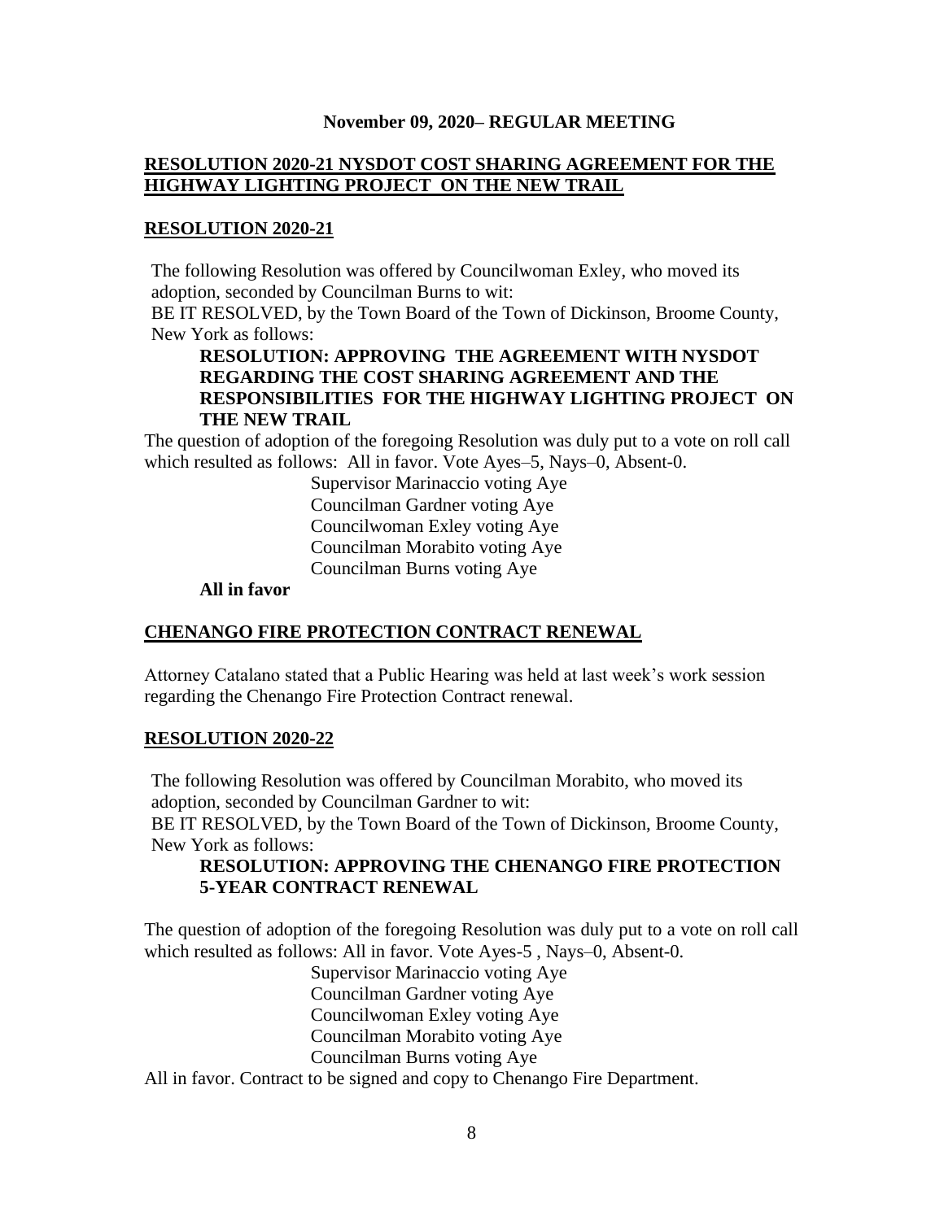**November 09, 2020– REGULAR MEETING**

**RESOLUTION 2020-21 NYSDOT COST SHARING AGREEMENT FOR THE HIGHWAY LIGHTING PROJECT ON THE NEW TRAIL**

**RESOLUTION 2020-21**

The following Resolution was offered by Councilwoman Exley, who moved its adoption, seconded by Councilman Burns to wit:
BE IT RESOLVED, by the Town Board of the Town of Dickinson, Broome County, New York as follows:

**RESOLUTION: APPROVING THE AGREEMENT WITH NYSDOT REGARDING THE COST SHARING AGREEMENT AND THE RESPONSIBILITIES FOR THE HIGHWAY LIGHTING PROJECT ON THE NEW TRAIL**

The question of adoption of the foregoing Resolution was duly put to a vote on roll call which resulted as follows: All in favor. Vote Ayes–5, Nays–0, Absent-0.

Supervisor Marinaccio voting Aye
Councilman Gardner voting Aye
Councilwoman Exley voting Aye
Councilman Morabito voting Aye
Councilman Burns voting Aye

**All in favor**

**CHENANGO FIRE PROTECTION CONTRACT RENEWAL**

Attorney Catalano stated that a Public Hearing was held at last week's work session regarding the Chenango Fire Protection Contract renewal.

**RESOLUTION 2020-22**

The following Resolution was offered by Councilman Morabito, who moved its adoption, seconded by Councilman Gardner to wit:
BE IT RESOLVED, by the Town Board of the Town of Dickinson, Broome County, New York as follows:

**RESOLUTION: APPROVING THE CHENANGO FIRE PROTECTION 5-YEAR CONTRACT RENEWAL**

The question of adoption of the foregoing Resolution was duly put to a vote on roll call which resulted as follows: All in favor. Vote Ayes-5 , Nays–0, Absent-0.

Supervisor Marinaccio voting Aye
Councilman Gardner voting Aye
Councilwoman Exley voting Aye
Councilman Morabito voting Aye
Councilman Burns voting Aye

All in favor. Contract to be signed and copy to Chenango Fire Department.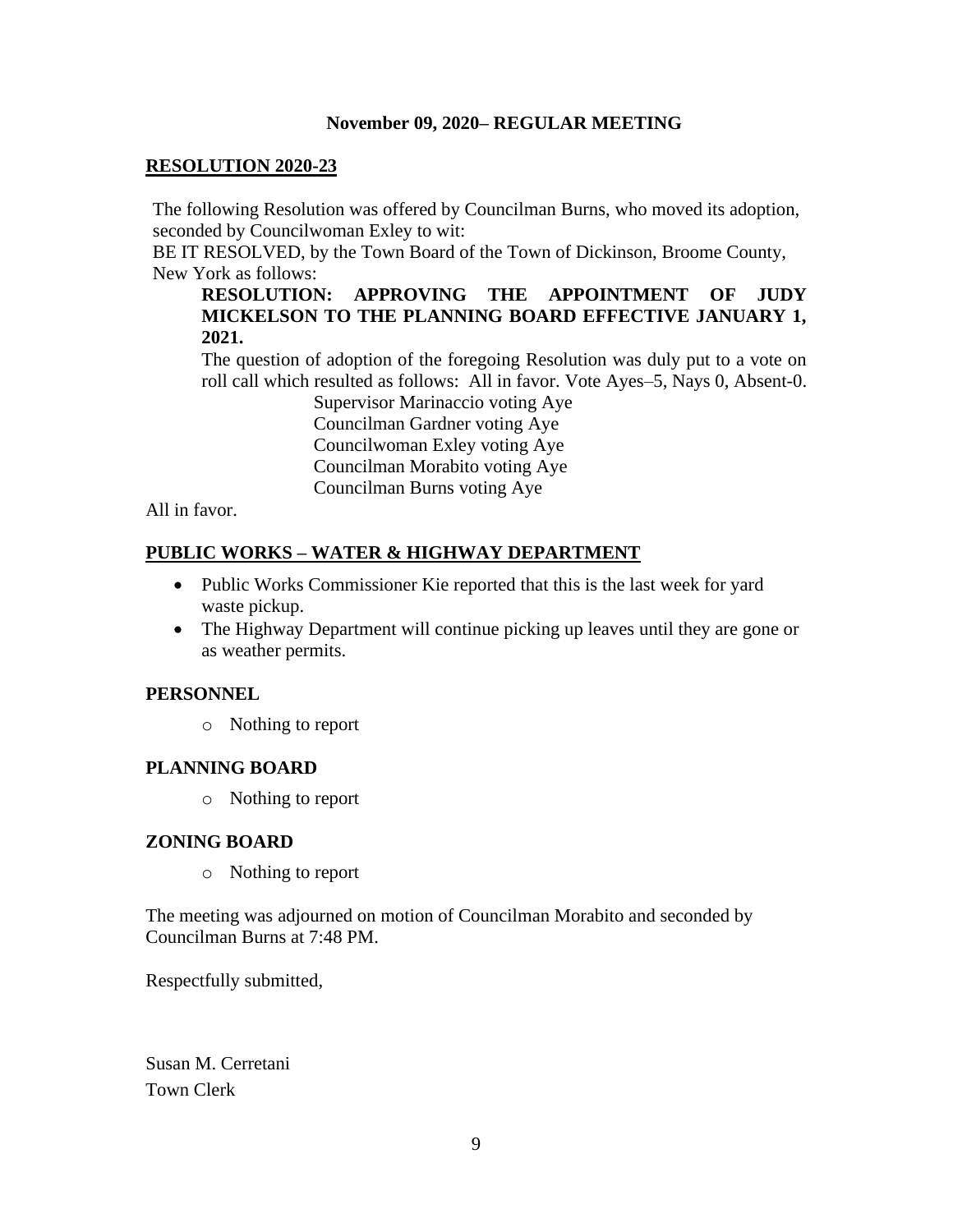**November 09, 2020– REGULAR MEETING**

**RESOLUTION 2020-23**

The following Resolution was offered by Councilman Burns, who moved its adoption, seconded by Councilwoman Exley to wit:
BE IT RESOLVED, by the Town Board of the Town of Dickinson, Broome County, New York as follows:

**RESOLUTION: APPROVING THE APPOINTMENT OF JUDY MICKELSON TO THE PLANNING BOARD EFFECTIVE JANUARY 1, 2021.**

The question of adoption of the foregoing Resolution was duly put to a vote on roll call which resulted as follows: All in favor. Vote Ayes–5, Nays 0, Absent-0.

Supervisor Marinaccio voting Aye
Councilman Gardner voting Aye
Councilwoman Exley voting Aye
Councilman Morabito voting Aye
Councilman Burns voting Aye

All in favor.

**PUBLIC WORKS – WATER & HIGHWAY DEPARTMENT**

- Public Works Commissioner Kie reported that this is the last week for yard waste pickup.
- The Highway Department will continue picking up leaves until they are gone or as weather permits.

**PERSONNEL**

- Nothing to report

**PLANNING BOARD**

- Nothing to report

**ZONING BOARD**

- Nothing to report

The meeting was adjourned on motion of Councilman Morabito and seconded by Councilman Burns at 7:48 PM.

Respectfully submitted,

Susan M. Cerretani
Town Clerk